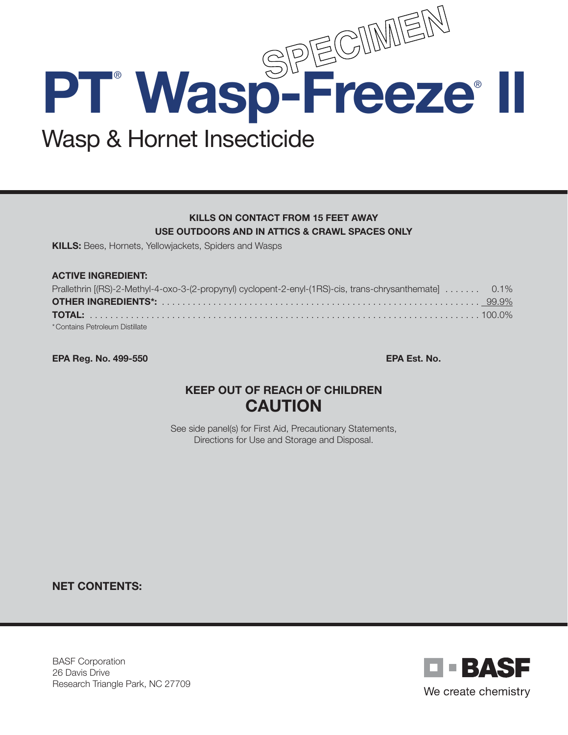SPECIMEN

# PT® Wasp-Freeze® II

## Wasp & Hornet Insecticide

**KILLS ON CONTACT FROM 15 FEET AWAY**

**USE OUTDOORS AND IN ATTICS & CRAWL SPACES ONLY**

**KILLS:** Bees, Hornets, Yellowjackets, Spiders and Wasps

**ACTIVE INGREDIENT:**

| | |
|---|---|
| Prallethrin [(RS)-2-Methyl-4-oxo-3-(2-propynyl) cyclopent-2-enyl-(1RS)-cis, trans-chrysanthemate] | 0.1% |
| **OTHER INGREDIENTS*:** | 99.9% |
| **TOTAL:** | 100.0% |

*Contains Petroleum Distillate

**EPA Reg. No. 499-550**

**EPA Est. No.**

**KEEP OUT OF REACH OF CHILDREN**

## CAUTION

See side panel(s) for First Aid, Precautionary Statements, Directions for Use and Storage and Disposal.

**NET CONTENTS:**

BASF Corporation
26 Davis Drive
Research Triangle Park, NC 27709

BASF
We create chemistry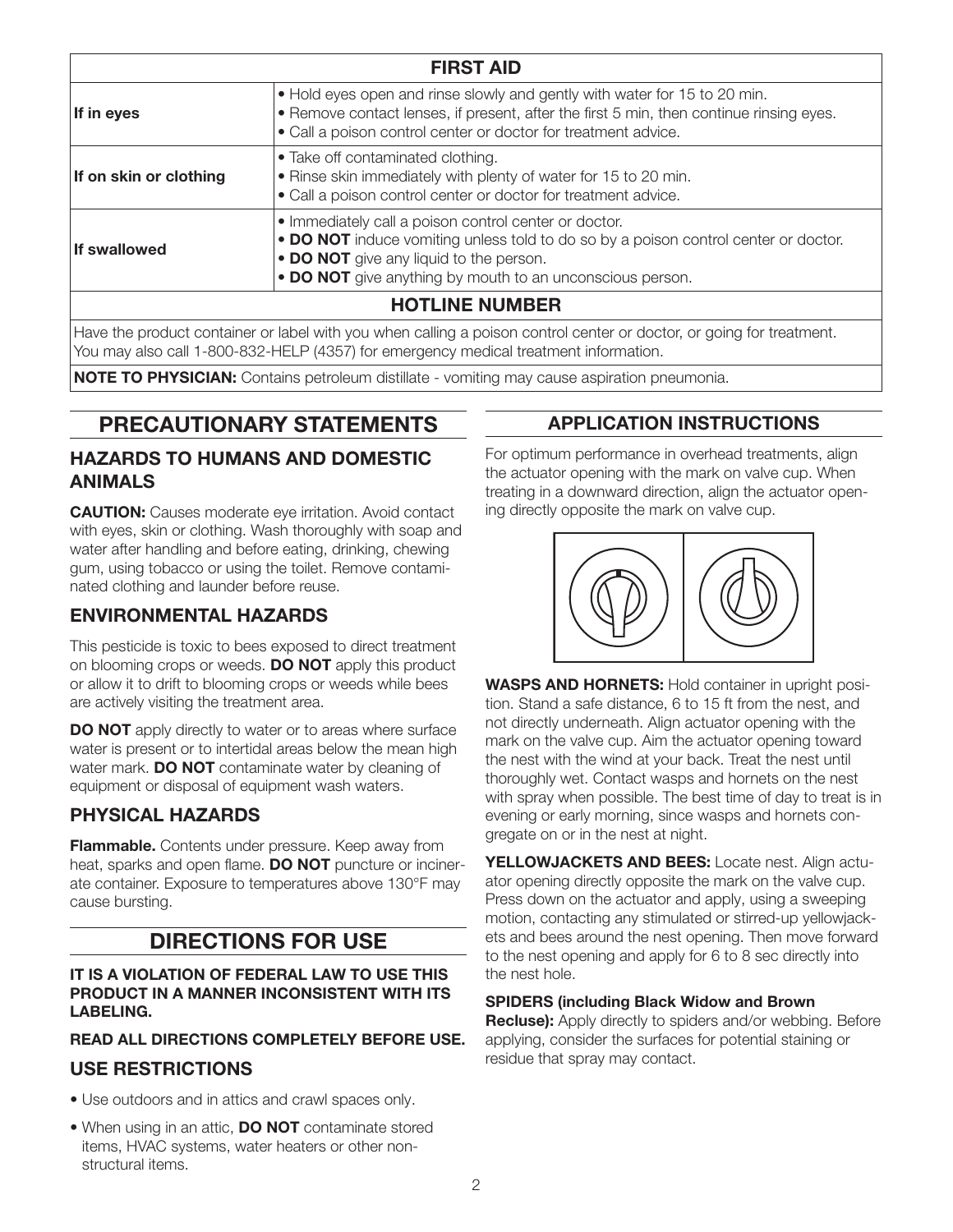| FIRST AID | |
|---|---|
| **If in eyes** | • Hold eyes open and rinse slowly and gently with water for 15 to 20 min.<br>• Remove contact lenses, if present, after the first 5 min, then continue rinsing eyes.<br>• Call a poison control center or doctor for treatment advice. |
| **If on skin or clothing** | • Take off contaminated clothing.<br>• Rinse skin immediately with plenty of water for 15 to 20 min.<br>• Call a poison control center or doctor for treatment advice. |
| **If swallowed** | • Immediately call a poison control center or doctor.<br>• **DO NOT** induce vomiting unless told to do so by a poison control center or doctor.<br>• **DO NOT** give any liquid to the person.<br>• **DO NOT** give anything by mouth to an unconscious person. |
| **HOTLINE NUMBER** | |
| Have the product container or label with you when calling a poison control center or doctor, or going for treatment. You may also call 1-800-832-HELP (4357) for emergency medical treatment information. | |
| **NOTE TO PHYSICIAN:** Contains petroleum distillate - vomiting may cause aspiration pneumonia. | |

## PRECAUTIONARY STATEMENTS

### HAZARDS TO HUMANS AND DOMESTIC ANIMALS

**CAUTION:** Causes moderate eye irritation. Avoid contact with eyes, skin or clothing. Wash thoroughly with soap and water after handling and before eating, drinking, chewing gum, using tobacco or using the toilet. Remove contaminated clothing and launder before reuse.

### ENVIRONMENTAL HAZARDS

This pesticide is toxic to bees exposed to direct treatment on blooming crops or weeds. **DO NOT** apply this product or allow it to drift to blooming crops or weeds while bees are actively visiting the treatment area.

**DO NOT** apply directly to water or to areas where surface water is present or to intertidal areas below the mean high water mark. **DO NOT** contaminate water by cleaning of equipment or disposal of equipment wash waters.

### PHYSICAL HAZARDS

**Flammable.** Contents under pressure. Keep away from heat, sparks and open flame. **DO NOT** puncture or incinerate container. Exposure to temperatures above 130°F may cause bursting.

## DIRECTIONS FOR USE

**IT IS A VIOLATION OF FEDERAL LAW TO USE THIS PRODUCT IN A MANNER INCONSISTENT WITH ITS LABELING.**

**READ ALL DIRECTIONS COMPLETELY BEFORE USE.**

### USE RESTRICTIONS

- Use outdoors and in attics and crawl spaces only.
- When using in an attic, **DO NOT** contaminate stored items, HVAC systems, water heaters or other non-structural items.

### APPLICATION INSTRUCTIONS

For optimum performance in overhead treatments, align the actuator opening with the mark on valve cup. When treating in a downward direction, align the actuator opening directly opposite the mark on valve cup.

**WASPS AND HORNETS:** Hold container in upright position. Stand a safe distance, 6 to 15 ft from the nest, and not directly underneath. Align actuator opening with the mark on the valve cup. Aim the actuator opening toward the nest with the wind at your back. Treat the nest until thoroughly wet. Contact wasps and hornets on the nest with spray when possible. The best time of day to treat is in evening or early morning, since wasps and hornets congregate on or in the nest at night.

**YELLOWJACKETS AND BEES:** Locate nest. Align actuator opening directly opposite the mark on the valve cup. Press down on the actuator and apply, using a sweeping motion, contacting any stimulated or stirred-up yellowjackets and bees around the nest opening. Then move forward to the nest opening and apply for 6 to 8 sec directly into the nest hole.

**SPIDERS (including Black Widow and Brown Recluse):** Apply directly to spiders and/or webbing. Before applying, consider the surfaces for potential staining or residue that spray may contact.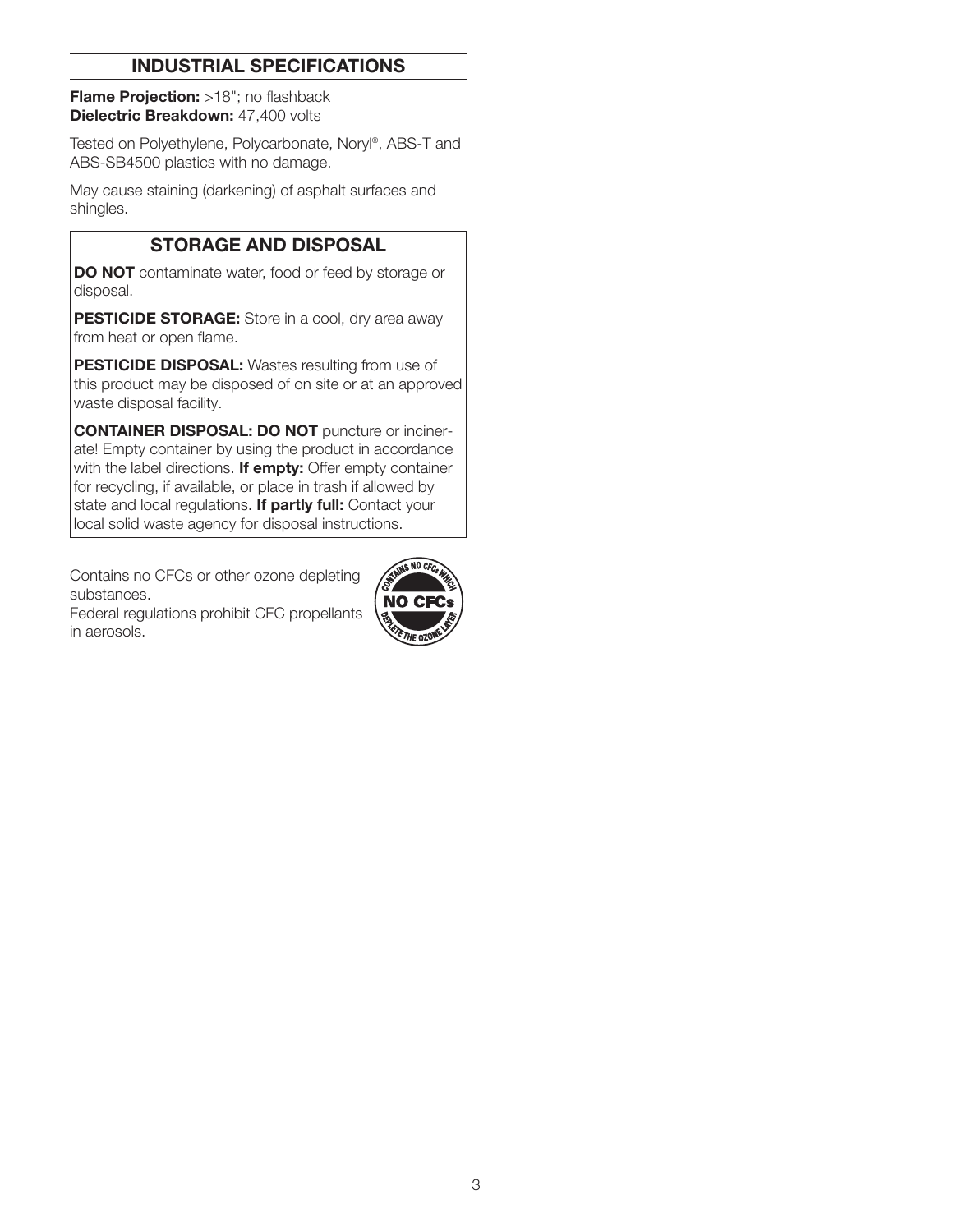## INDUSTRIAL SPECIFICATIONS

**Flame Projection:** >18"; no flashback
**Dielectric Breakdown:** 47,400 volts

Tested on Polyethylene, Polycarbonate, Noryl®, ABS-T and ABS-SB4500 plastics with no damage.

May cause staining (darkening) of asphalt surfaces and shingles.

## STORAGE AND DISPOSAL

**DO NOT** contaminate water, food or feed by storage or disposal.

**PESTICIDE STORAGE:** Store in a cool, dry area away from heat or open flame.

**PESTICIDE DISPOSAL:** Wastes resulting from use of this product may be disposed of on site or at an approved waste disposal facility.

**CONTAINER DISPOSAL: DO NOT** puncture or incinerate! Empty container by using the product in accordance with the label directions. **If empty:** Offer empty container for recycling, if available, or place in trash if allowed by state and local regulations. **If partly full:** Contact your local solid waste agency for disposal instructions.

Contains no CFCs or other ozone depleting substances.
Federal regulations prohibit CFC propellants in aerosols.

CONTAINS NO CFCs WHICH
**NO CFCs**
DEPLETE THE OZONE LAYER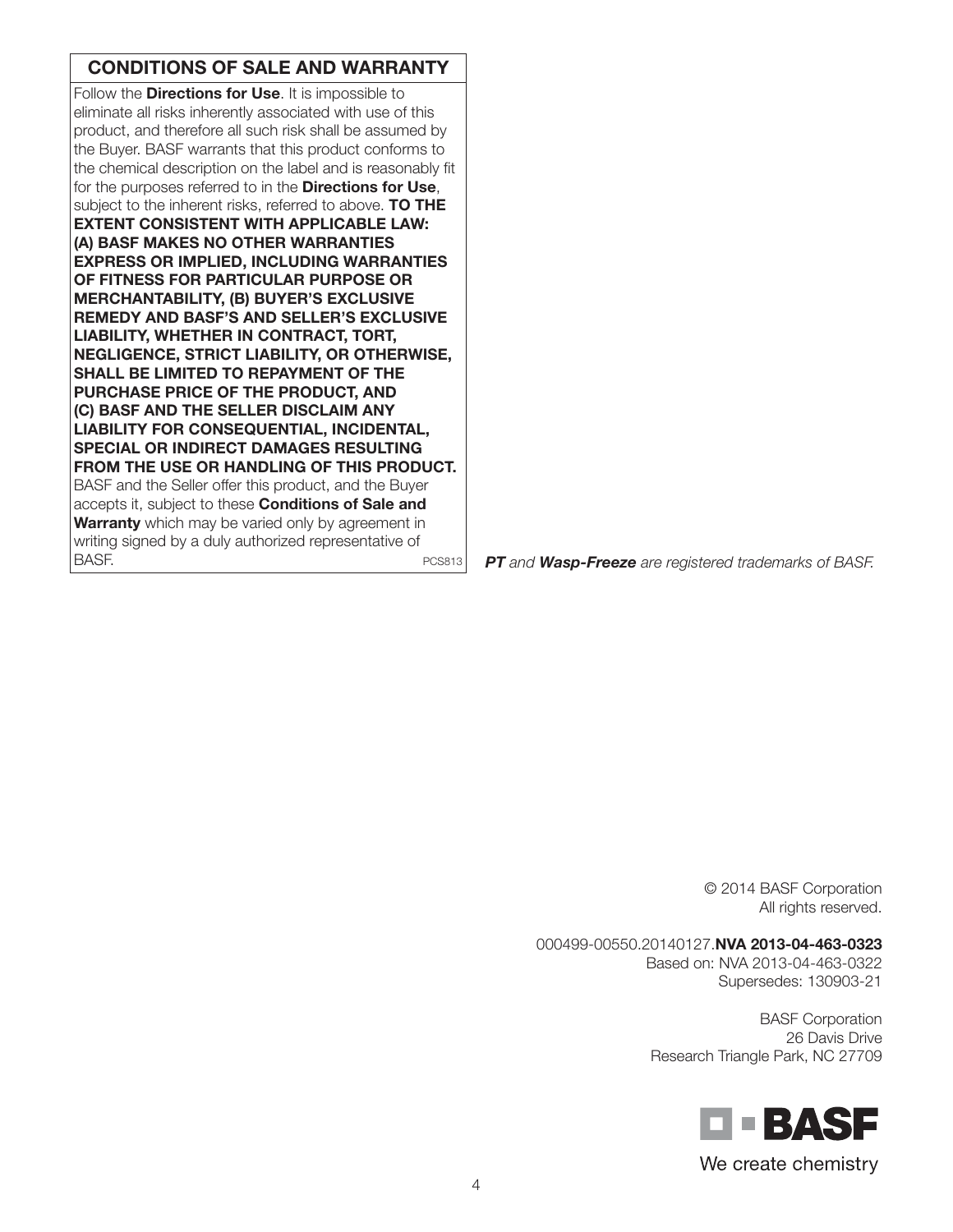## CONDITIONS OF SALE AND WARRANTY

Follow the **Directions for Use**. It is impossible to eliminate all risks inherently associated with use of this product, and therefore all such risk shall be assumed by the Buyer. BASF warrants that this product conforms to the chemical description on the label and is reasonably fit for the purposes referred to in the **Directions for Use**, subject to the inherent risks, referred to above. **TO THE EXTENT CONSISTENT WITH APPLICABLE LAW: (A) BASF MAKES NO OTHER WARRANTIES EXPRESS OR IMPLIED, INCLUDING WARRANTIES OF FITNESS FOR PARTICULAR PURPOSE OR MERCHANTABILITY, (B) BUYER'S EXCLUSIVE REMEDY AND BASF'S AND SELLER'S EXCLUSIVE LIABILITY, WHETHER IN CONTRACT, TORT, NEGLIGENCE, STRICT LIABILITY, OR OTHERWISE, SHALL BE LIMITED TO REPAYMENT OF THE PURCHASE PRICE OF THE PRODUCT, AND (C) BASF AND THE SELLER DISCLAIM ANY LIABILITY FOR CONSEQUENTIAL, INCIDENTAL, SPECIAL OR INDIRECT DAMAGES RESULTING FROM THE USE OR HANDLING OF THIS PRODUCT.** BASF and the Seller offer this product, and the Buyer accepts it, subject to these **Conditions of Sale and Warranty** which may be varied only by agreement in writing signed by a duly authorized representative of BASF. PCS813

***PT*** *and* ***Wasp-Freeze*** *are registered trademarks of BASF.*

© 2014 BASF Corporation
All rights reserved.

000499-00550.20140127.**NVA 2013-04-463-0323**
Based on: NVA 2013-04-463-0322
Supersedes: 130903-21

BASF Corporation
26 Davis Drive
Research Triangle Park, NC 27709

BASF
We create chemistry